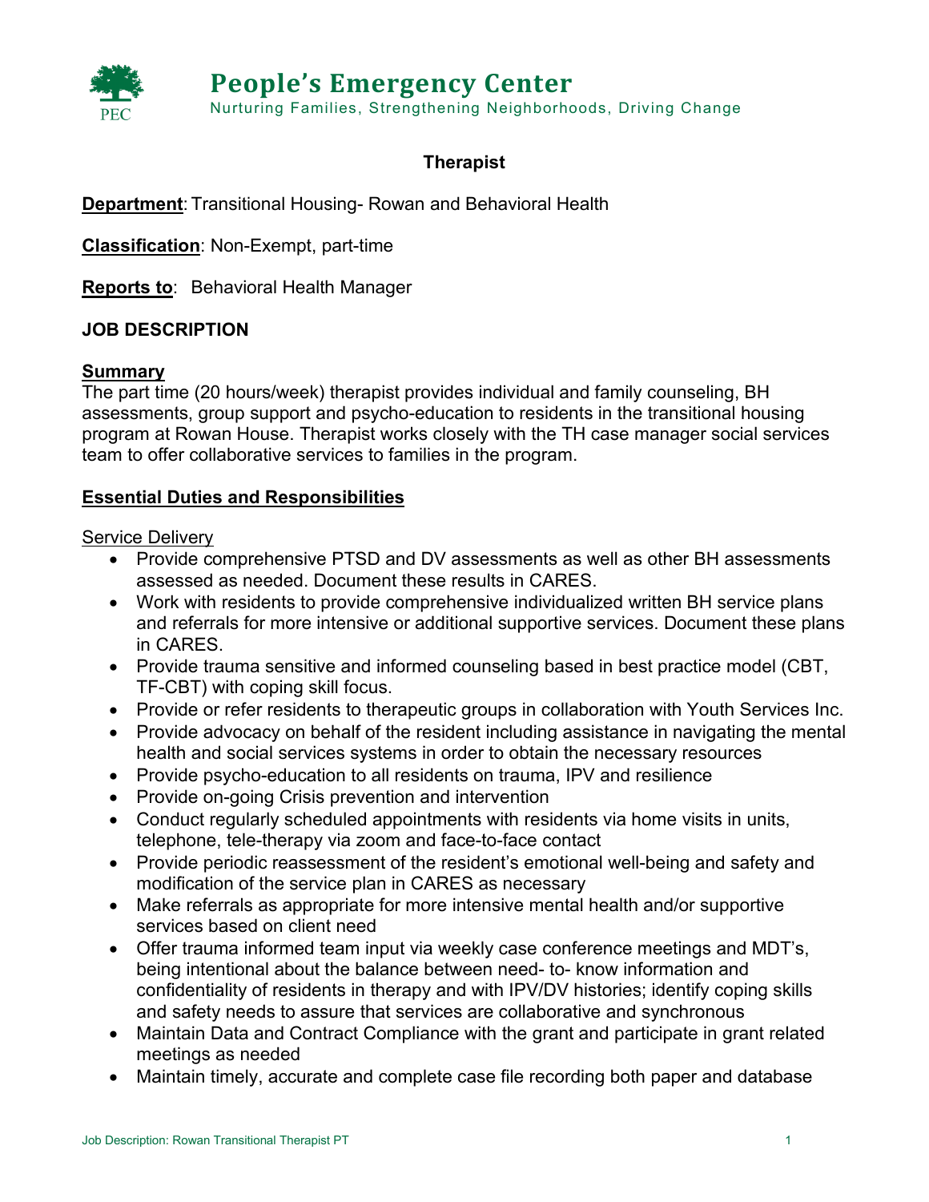# People's Emergency Center

Nurturing Families, Strengthening Neighborhoods, Driving Change

## Therapist

**Department**: Transitional Housing- Rowan and Behavioral Health

**Classification**: Non-Exempt, part-time

**Reports to**: Behavioral Health Manager

### JOB DESCRIPTION

**Summary**

The part time (20 hours/week) therapist provides individual and family counseling, BH assessments, group support and psycho-education to residents in the transitional housing program at Rowan House. Therapist works closely with the TH case manager social services team to offer collaborative services to families in the program.

**Essential Duties and Responsibilities**

Service Delivery

- Provide comprehensive PTSD and DV assessments as well as other BH assessments assessed as needed. Document these results in CARES.
- Work with residents to provide comprehensive individualized written BH service plans and referrals for more intensive or additional supportive services. Document these plans in CARES.
- Provide trauma sensitive and informed counseling based in best practice model (CBT, TF-CBT) with coping skill focus.
- Provide or refer residents to therapeutic groups in collaboration with Youth Services Inc.
- Provide advocacy on behalf of the resident including assistance in navigating the mental health and social services systems in order to obtain the necessary resources
- Provide psycho-education to all residents on trauma, IPV and resilience
- Provide on-going Crisis prevention and intervention
- Conduct regularly scheduled appointments with residents via home visits in units, telephone, tele-therapy via zoom and face-to-face contact
- Provide periodic reassessment of the resident's emotional well-being and safety and modification of the service plan in CARES as necessary
- Make referrals as appropriate for more intensive mental health and/or supportive services based on client need
- Offer trauma informed team input via weekly case conference meetings and MDT's, being intentional about the balance between need- to- know information and confidentiality of residents in therapy and with IPV/DV histories; identify coping skills and safety needs to assure that services are collaborative and synchronous
- Maintain Data and Contract Compliance with the grant and participate in grant related meetings as needed
- Maintain timely, accurate and complete case file recording both paper and database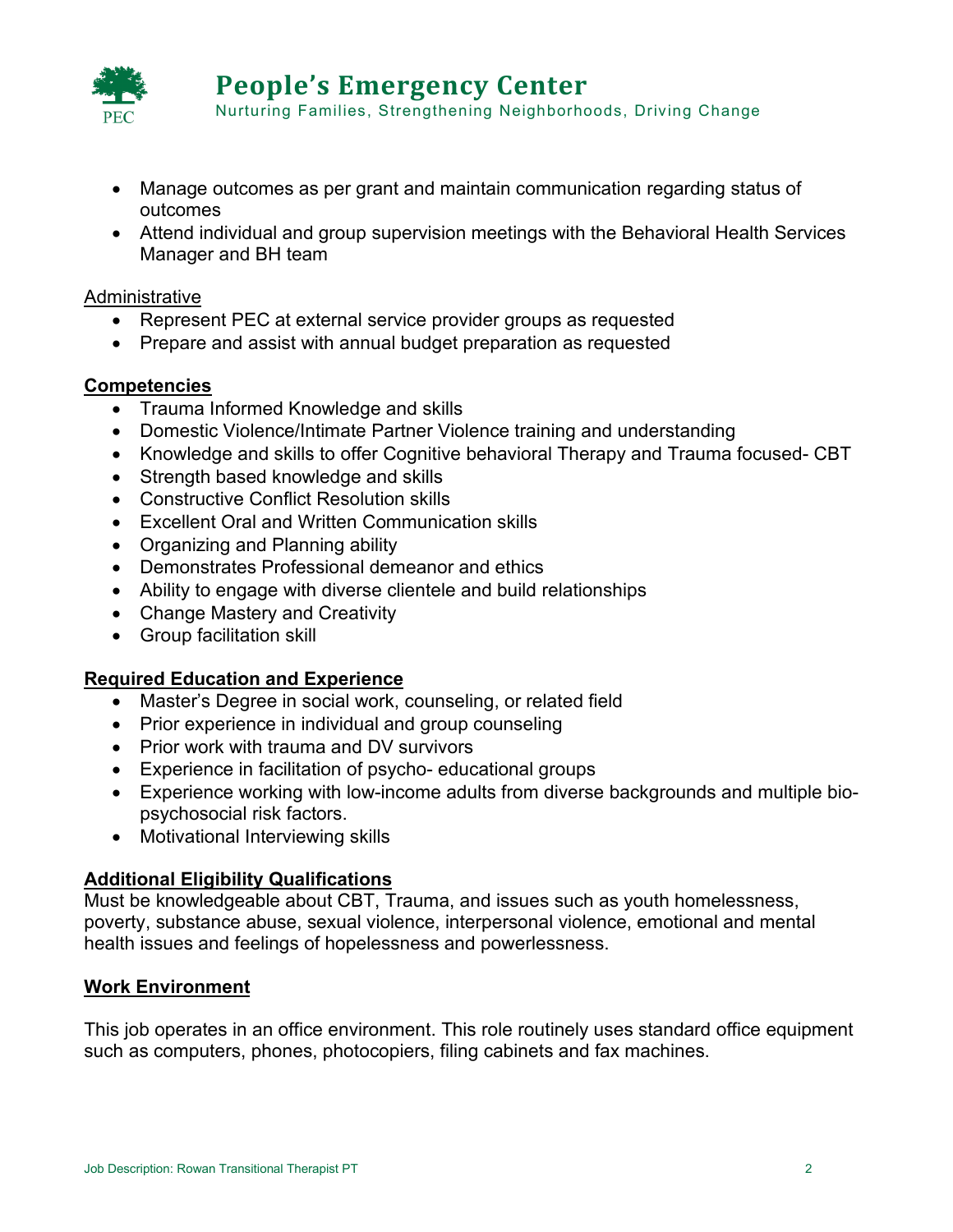- Manage outcomes as per grant and maintain communication regarding status of outcomes
- Attend individual and group supervision meetings with the Behavioral Health Services Manager and BH team

Administrative

- Represent PEC at external service provider groups as requested
- Prepare and assist with annual budget preparation as requested

**Competencies**

- Trauma Informed Knowledge and skills
- Domestic Violence/Intimate Partner Violence training and understanding
- Knowledge and skills to offer Cognitive behavioral Therapy and Trauma focused- CBT
- Strength based knowledge and skills
- Constructive Conflict Resolution skills
- Excellent Oral and Written Communication skills
- Organizing and Planning ability
- Demonstrates Professional demeanor and ethics
- Ability to engage with diverse clientele and build relationships
- Change Mastery and Creativity
- Group facilitation skill

**Required Education and Experience**

- Master's Degree in social work, counseling, or related field
- Prior experience in individual and group counseling
- Prior work with trauma and DV survivors
- Experience in facilitation of psycho- educational groups
- Experience working with low-income adults from diverse backgrounds and multiple bio-psychosocial risk factors.
- Motivational Interviewing skills

**Additional Eligibility Qualifications**

Must be knowledgeable about CBT, Trauma, and issues such as youth homelessness, poverty, substance abuse, sexual violence, interpersonal violence, emotional and mental health issues and feelings of hopelessness and powerlessness.

**Work Environment**

This job operates in an office environment. This role routinely uses standard office equipment such as computers, phones, photocopiers, filing cabinets and fax machines.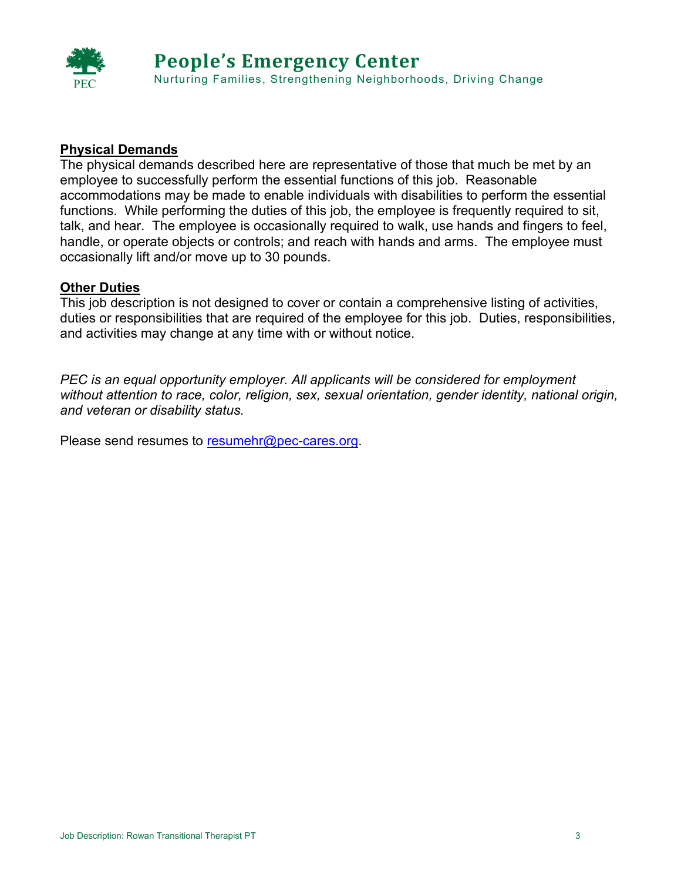## Physical Demands

The physical demands described here are representative of those that much be met by an employee to successfully perform the essential functions of this job. Reasonable accommodations may be made to enable individuals with disabilities to perform the essential functions. While performing the duties of this job, the employee is frequently required to sit, talk, and hear. The employee is occasionally required to walk, use hands and fingers to feel, handle, or operate objects or controls; and reach with hands and arms. The employee must occasionally lift and/or move up to 30 pounds.

## Other Duties

This job description is not designed to cover or contain a comprehensive listing of activities, duties or responsibilities that are required of the employee for this job. Duties, responsibilities, and activities may change at any time with or without notice.

*PEC is an equal opportunity employer. All applicants will be considered for employment without attention to race, color, religion, sex, sexual orientation, gender identity, national origin, and veteran or disability status.*

Please send resumes to resumehr@pec-cares.org.